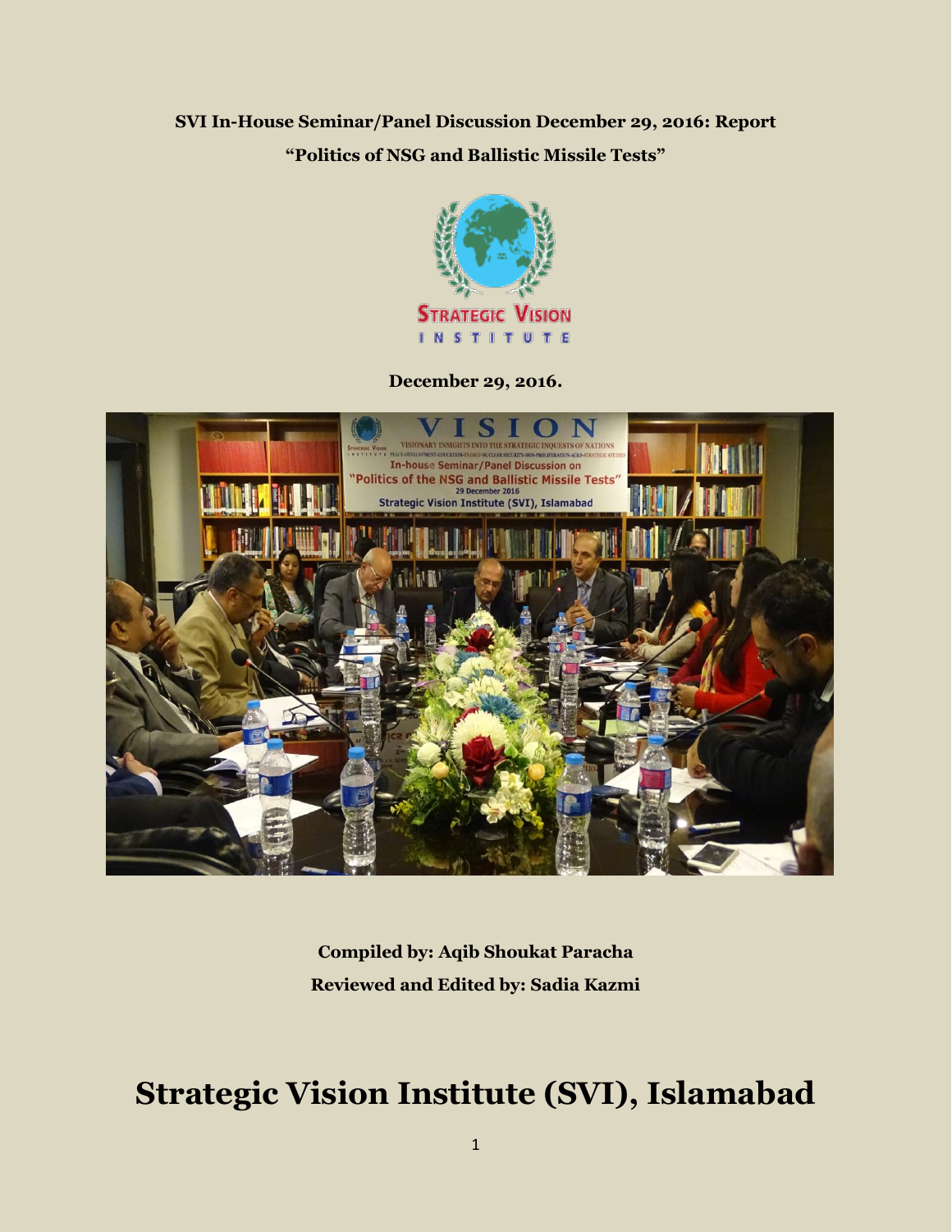**SVI In-House Seminar/Panel Discussion December 29, 2016: Report**

**"Politics of NSG and Ballistic Missile Tests"**

**December 29, 2016.**

**Compiled by: Aqib Shoukat Paracha**

**Reviewed and Edited by: Sadia Kazmi**

# Strategic Vision Institute (SVI), Islamabad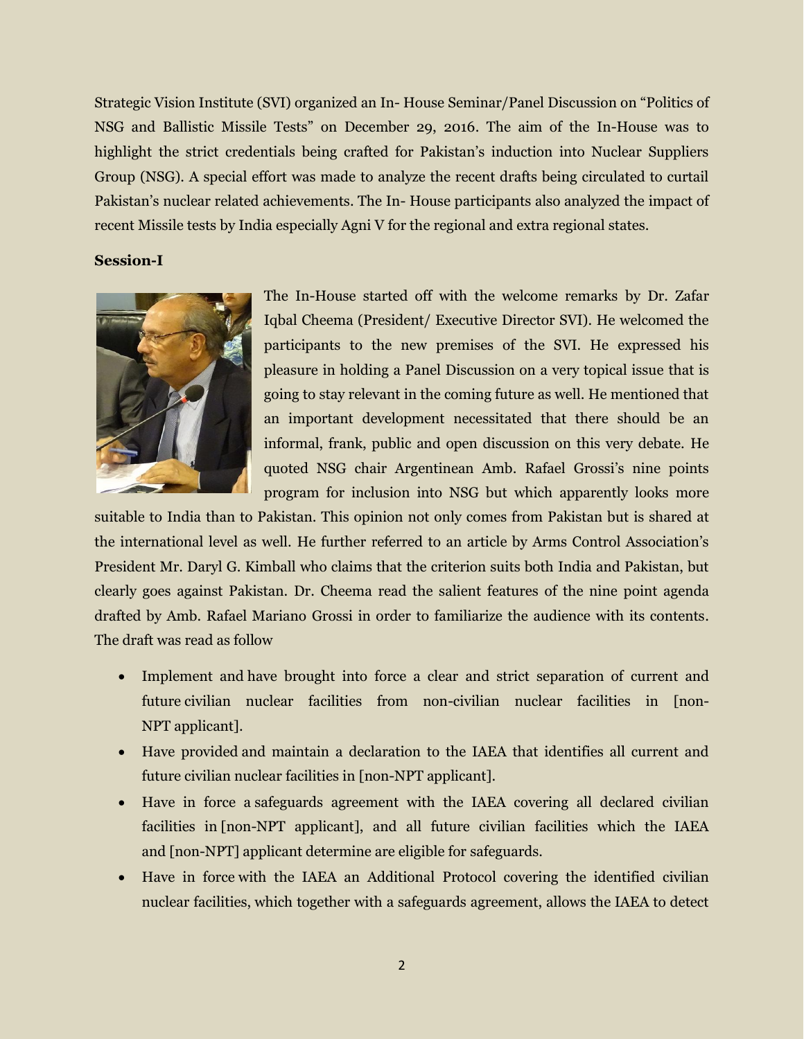Strategic Vision Institute (SVI) organized an In- House Seminar/Panel Discussion on "Politics of NSG and Ballistic Missile Tests" on December 29, 2016. The aim of the In-House was to highlight the strict credentials being crafted for Pakistan's induction into Nuclear Suppliers Group (NSG). A special effort was made to analyze the recent drafts being circulated to curtail Pakistan's nuclear related achievements. The In- House participants also analyzed the impact of recent Missile tests by India especially Agni V for the regional and extra regional states.

**Session-I**

The In-House started off with the welcome remarks by Dr. Zafar Iqbal Cheema (President/ Executive Director SVI). He welcomed the participants to the new premises of the SVI. He expressed his pleasure in holding a Panel Discussion on a very topical issue that is going to stay relevant in the coming future as well. He mentioned that an important development necessitated that there should be an informal, frank, public and open discussion on this very debate. He quoted NSG chair Argentinean Amb. Rafael Grossi's nine points program for inclusion into NSG but which apparently looks more suitable to India than to Pakistan. This opinion not only comes from Pakistan but is shared at the international level as well. He further referred to an article by Arms Control Association's President Mr. Daryl G. Kimball who claims that the criterion suits both India and Pakistan, but clearly goes against Pakistan. Dr. Cheema read the salient features of the nine point agenda drafted by Amb. Rafael Mariano Grossi in order to familiarize the audience with its contents. The draft was read as follow

- Implement and have brought into force a clear and strict separation of current and future civilian nuclear facilities from non-civilian nuclear facilities in [non-NPT applicant].
- Have provided and maintain a declaration to the IAEA that identifies all current and future civilian nuclear facilities in [non-NPT applicant].
- Have in force a safeguards agreement with the IAEA covering all declared civilian facilities in [non-NPT applicant], and all future civilian facilities which the IAEA and [non-NPT] applicant determine are eligible for safeguards.
- Have in force with the IAEA an Additional Protocol covering the identified civilian nuclear facilities, which together with a safeguards agreement, allows the IAEA to detect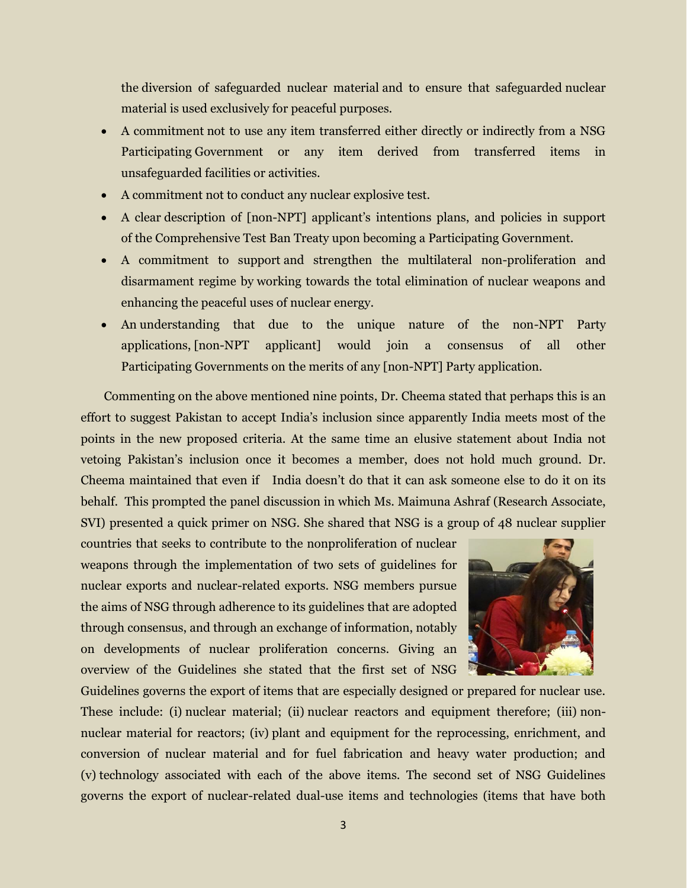the diversion of safeguarded nuclear material and to ensure that safeguarded nuclear material is used exclusively for peaceful purposes.

- A commitment not to use any item transferred either directly or indirectly from a NSG Participating Government or any item derived from transferred items in unsafeguarded facilities or activities.
- A commitment not to conduct any nuclear explosive test.
- A clear description of [non-NPT] applicant's intentions plans, and policies in support of the Comprehensive Test Ban Treaty upon becoming a Participating Government.
- A commitment to support and strengthen the multilateral non-proliferation and disarmament regime by working towards the total elimination of nuclear weapons and enhancing the peaceful uses of nuclear energy.
- An understanding that due to the unique nature of the non-NPT Party applications, [non-NPT applicant] would join a consensus of all other Participating Governments on the merits of any [non-NPT] Party application.

Commenting on the above mentioned nine points, Dr. Cheema stated that perhaps this is an effort to suggest Pakistan to accept India's inclusion since apparently India meets most of the points in the new proposed criteria. At the same time an elusive statement about India not vetoing Pakistan's inclusion once it becomes a member, does not hold much ground. Dr. Cheema maintained that even if India doesn't do that it can ask someone else to do it on its behalf. This prompted the panel discussion in which Ms. Maimuna Ashraf (Research Associate, SVI) presented a quick primer on NSG. She shared that NSG is a group of 48 nuclear supplier countries that seeks to contribute to the nonproliferation of nuclear weapons through the implementation of two sets of guidelines for nuclear exports and nuclear-related exports. NSG members pursue the aims of NSG through adherence to its guidelines that are adopted through consensus, and through an exchange of information, notably on developments of nuclear proliferation concerns. Giving an overview of the Guidelines she stated that the first set of NSG Guidelines governs the export of items that are especially designed or prepared for nuclear use. These include: (i) nuclear material; (ii) nuclear reactors and equipment therefore; (iii) non-nuclear material for reactors; (iv) plant and equipment for the reprocessing, enrichment, and conversion of nuclear material and for fuel fabrication and heavy water production; and (v) technology associated with each of the above items. The second set of NSG Guidelines governs the export of nuclear-related dual-use items and technologies (items that have both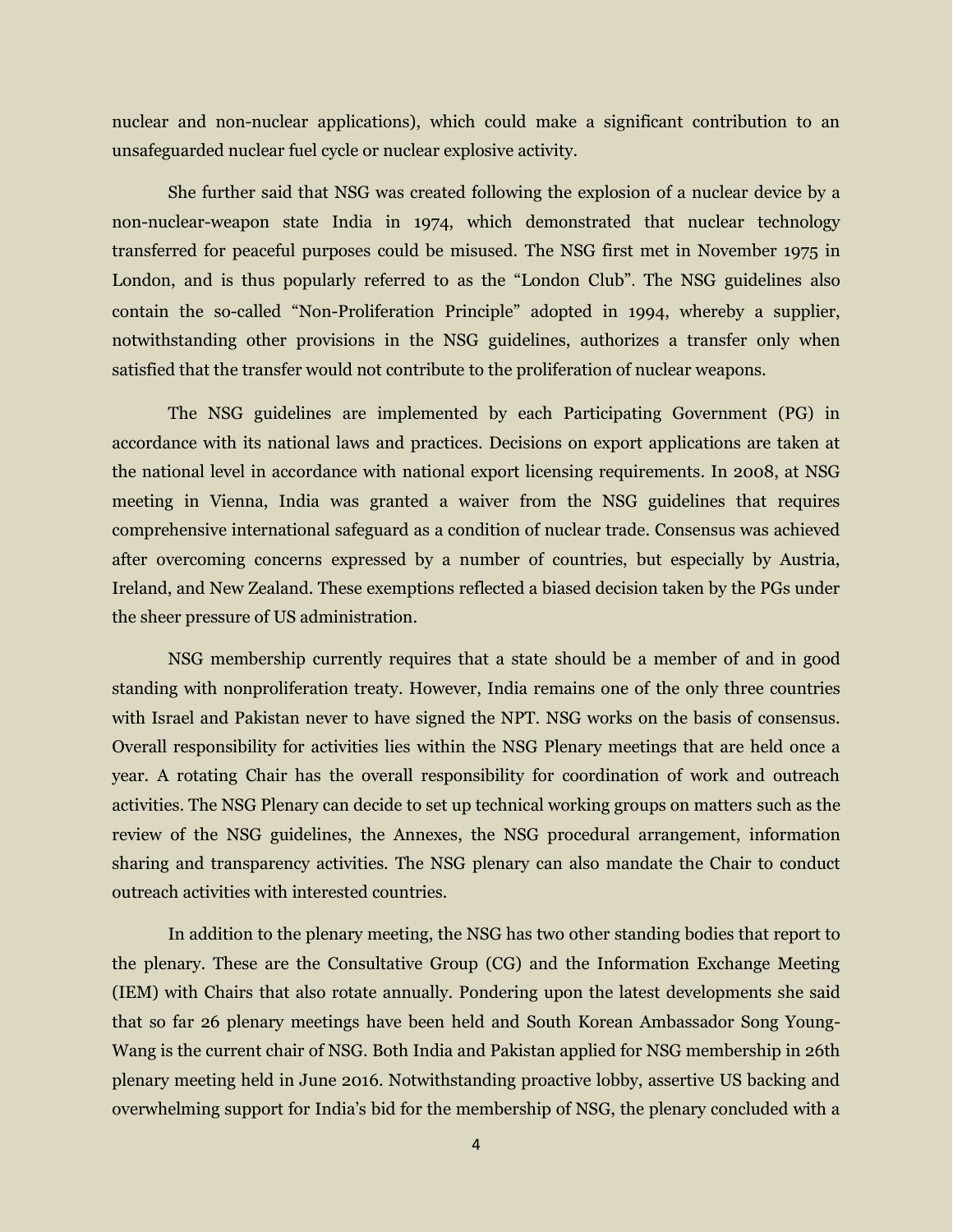nuclear and non-nuclear applications), which could make a significant contribution to an unsafeguarded nuclear fuel cycle or nuclear explosive activity.

She further said that NSG was created following the explosion of a nuclear device by a non-nuclear-weapon state India in 1974, which demonstrated that nuclear technology transferred for peaceful purposes could be misused. The NSG first met in November 1975 in London, and is thus popularly referred to as the "London Club". The NSG guidelines also contain the so-called "Non-Proliferation Principle" adopted in 1994, whereby a supplier, notwithstanding other provisions in the NSG guidelines, authorizes a transfer only when satisfied that the transfer would not contribute to the proliferation of nuclear weapons.

The NSG guidelines are implemented by each Participating Government (PG) in accordance with its national laws and practices. Decisions on export applications are taken at the national level in accordance with national export licensing requirements. In 2008, at NSG meeting in Vienna, India was granted a waiver from the NSG guidelines that requires comprehensive international safeguard as a condition of nuclear trade. Consensus was achieved after overcoming concerns expressed by a number of countries, but especially by Austria, Ireland, and New Zealand. These exemptions reflected a biased decision taken by the PGs under the sheer pressure of US administration.

NSG membership currently requires that a state should be a member of and in good standing with nonproliferation treaty. However, India remains one of the only three countries with Israel and Pakistan never to have signed the NPT. NSG works on the basis of consensus. Overall responsibility for activities lies within the NSG Plenary meetings that are held once a year. A rotating Chair has the overall responsibility for coordination of work and outreach activities. The NSG Plenary can decide to set up technical working groups on matters such as the review of the NSG guidelines, the Annexes, the NSG procedural arrangement, information sharing and transparency activities. The NSG plenary can also mandate the Chair to conduct outreach activities with interested countries.

In addition to the plenary meeting, the NSG has two other standing bodies that report to the plenary. These are the Consultative Group (CG) and the Information Exchange Meeting (IEM) with Chairs that also rotate annually. Pondering upon the latest developments she said that so far 26 plenary meetings have been held and South Korean Ambassador Song Young-Wang is the current chair of NSG. Both India and Pakistan applied for NSG membership in 26th plenary meeting held in June 2016. Notwithstanding proactive lobby, assertive US backing and overwhelming support for India's bid for the membership of NSG, the plenary concluded with a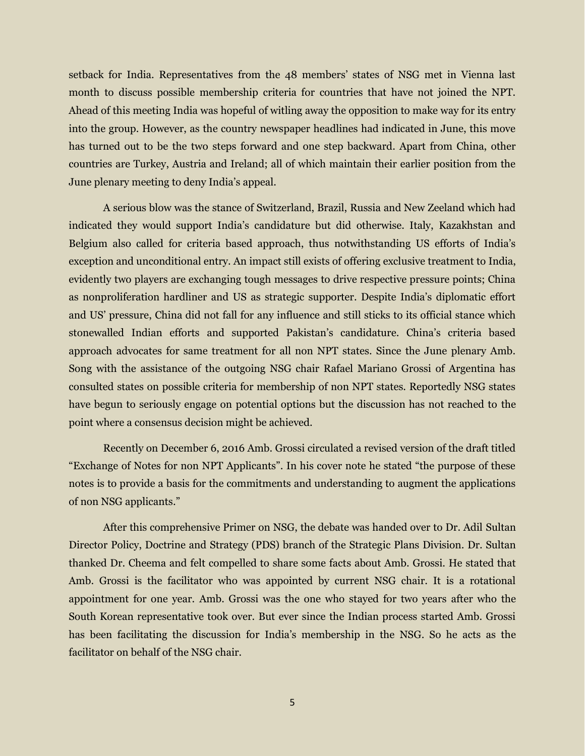setback for India. Representatives from the 48 members' states of NSG met in Vienna last month to discuss possible membership criteria for countries that have not joined the NPT. Ahead of this meeting India was hopeful of witling away the opposition to make way for its entry into the group. However, as the country newspaper headlines had indicated in June, this move has turned out to be the two steps forward and one step backward. Apart from China, other countries are Turkey, Austria and Ireland; all of which maintain their earlier position from the June plenary meeting to deny India's appeal.

A serious blow was the stance of Switzerland, Brazil, Russia and New Zeeland which had indicated they would support India's candidature but did otherwise. Italy, Kazakhstan and Belgium also called for criteria based approach, thus notwithstanding US efforts of India's exception and unconditional entry. An impact still exists of offering exclusive treatment to India, evidently two players are exchanging tough messages to drive respective pressure points; China as nonproliferation hardliner and US as strategic supporter. Despite India's diplomatic effort and US' pressure, China did not fall for any influence and still sticks to its official stance which stonewalled Indian efforts and supported Pakistan's candidature. China's criteria based approach advocates for same treatment for all non NPT states. Since the June plenary Amb. Song with the assistance of the outgoing NSG chair Rafael Mariano Grossi of Argentina has consulted states on possible criteria for membership of non NPT states. Reportedly NSG states have begun to seriously engage on potential options but the discussion has not reached to the point where a consensus decision might be achieved.

Recently on December 6, 2016 Amb. Grossi circulated a revised version of the draft titled "Exchange of Notes for non NPT Applicants". In his cover note he stated "the purpose of these notes is to provide a basis for the commitments and understanding to augment the applications of non NSG applicants."

After this comprehensive Primer on NSG, the debate was handed over to Dr. Adil Sultan Director Policy, Doctrine and Strategy (PDS) branch of the Strategic Plans Division. Dr. Sultan thanked Dr. Cheema and felt compelled to share some facts about Amb. Grossi. He stated that Amb. Grossi is the facilitator who was appointed by current NSG chair. It is a rotational appointment for one year. Amb. Grossi was the one who stayed for two years after who the South Korean representative took over. But ever since the Indian process started Amb. Grossi has been facilitating the discussion for India's membership in the NSG. So he acts as the facilitator on behalf of the NSG chair.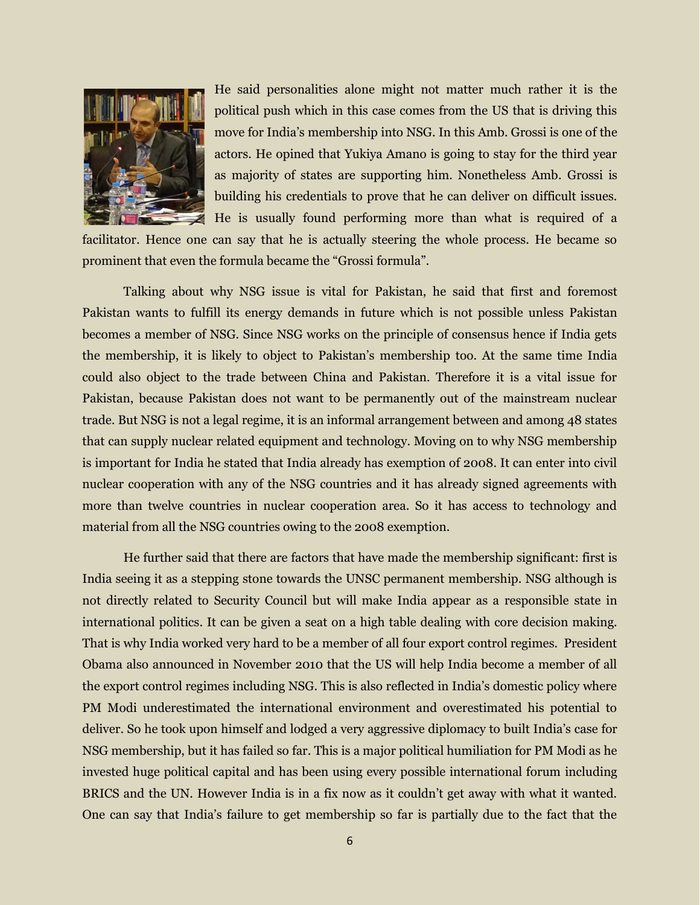He said personalities alone might not matter much rather it is the political push which in this case comes from the US that is driving this move for India's membership into NSG. In this Amb. Grossi is one of the actors. He opined that Yukiya Amano is going to stay for the third year as majority of states are supporting him. Nonetheless Amb. Grossi is building his credentials to prove that he can deliver on difficult issues. He is usually found performing more than what is required of a facilitator. Hence one can say that he is actually steering the whole process. He became so prominent that even the formula became the "Grossi formula".

Talking about why NSG issue is vital for Pakistan, he said that first and foremost Pakistan wants to fulfill its energy demands in future which is not possible unless Pakistan becomes a member of NSG. Since NSG works on the principle of consensus hence if India gets the membership, it is likely to object to Pakistan's membership too. At the same time India could also object to the trade between China and Pakistan. Therefore it is a vital issue for Pakistan, because Pakistan does not want to be permanently out of the mainstream nuclear trade. But NSG is not a legal regime, it is an informal arrangement between and among 48 states that can supply nuclear related equipment and technology. Moving on to why NSG membership is important for India he stated that India already has exemption of 2008. It can enter into civil nuclear cooperation with any of the NSG countries and it has already signed agreements with more than twelve countries in nuclear cooperation area. So it has access to technology and material from all the NSG countries owing to the 2008 exemption.

He further said that there are factors that have made the membership significant: first is India seeing it as a stepping stone towards the UNSC permanent membership. NSG although is not directly related to Security Council but will make India appear as a responsible state in international politics. It can be given a seat on a high table dealing with core decision making. That is why India worked very hard to be a member of all four export control regimes. President Obama also announced in November 2010 that the US will help India become a member of all the export control regimes including NSG. This is also reflected in India's domestic policy where PM Modi underestimated the international environment and overestimated his potential to deliver. So he took upon himself and lodged a very aggressive diplomacy to built India's case for NSG membership, but it has failed so far. This is a major political humiliation for PM Modi as he invested huge political capital and has been using every possible international forum including BRICS and the UN. However India is in a fix now as it couldn't get away with what it wanted. One can say that India's failure to get membership so far is partially due to the fact that the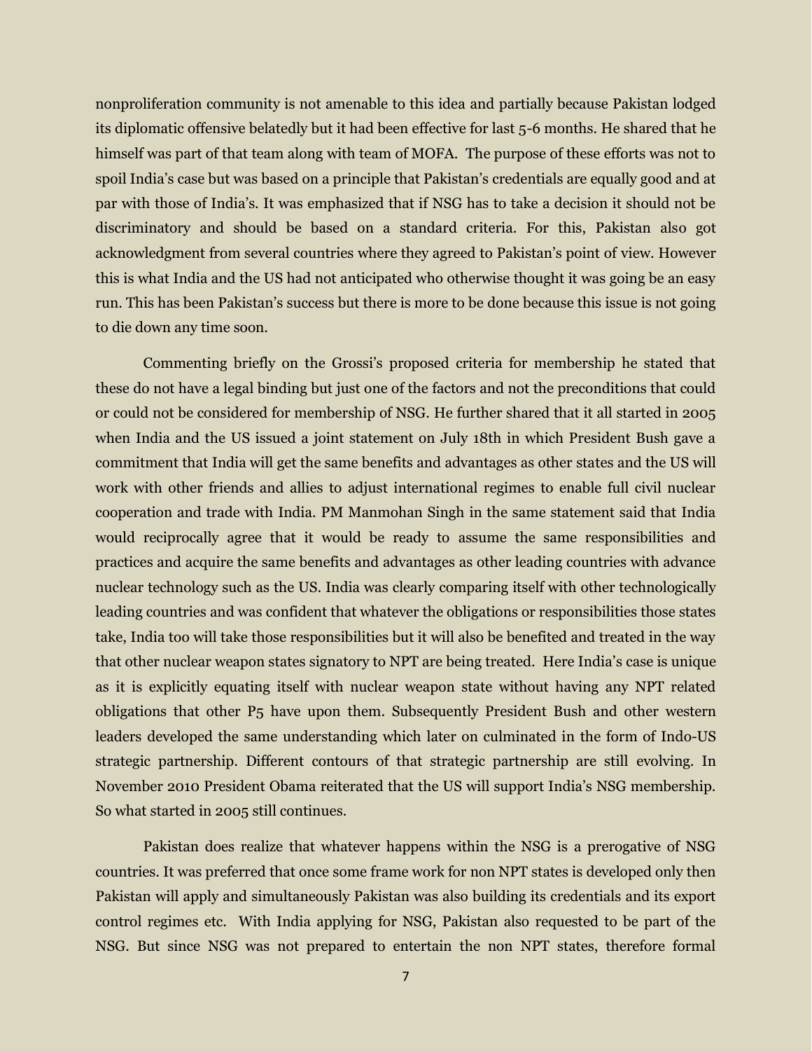nonproliferation community is not amenable to this idea and partially because Pakistan lodged its diplomatic offensive belatedly but it had been effective for last 5-6 months. He shared that he himself was part of that team along with team of MOFA. The purpose of these efforts was not to spoil India's case but was based on a principle that Pakistan's credentials are equally good and at par with those of India's. It was emphasized that if NSG has to take a decision it should not be discriminatory and should be based on a standard criteria. For this, Pakistan also got acknowledgment from several countries where they agreed to Pakistan's point of view. However this is what India and the US had not anticipated who otherwise thought it was going be an easy run. This has been Pakistan's success but there is more to be done because this issue is not going to die down any time soon.

Commenting briefly on the Grossi's proposed criteria for membership he stated that these do not have a legal binding but just one of the factors and not the preconditions that could or could not be considered for membership of NSG. He further shared that it all started in 2005 when India and the US issued a joint statement on July 18th in which President Bush gave a commitment that India will get the same benefits and advantages as other states and the US will work with other friends and allies to adjust international regimes to enable full civil nuclear cooperation and trade with India. PM Manmohan Singh in the same statement said that India would reciprocally agree that it would be ready to assume the same responsibilities and practices and acquire the same benefits and advantages as other leading countries with advance nuclear technology such as the US. India was clearly comparing itself with other technologically leading countries and was confident that whatever the obligations or responsibilities those states take, India too will take those responsibilities but it will also be benefited and treated in the way that other nuclear weapon states signatory to NPT are being treated. Here India's case is unique as it is explicitly equating itself with nuclear weapon state without having any NPT related obligations that other P5 have upon them. Subsequently President Bush and other western leaders developed the same understanding which later on culminated in the form of Indo-US strategic partnership. Different contours of that strategic partnership are still evolving. In November 2010 President Obama reiterated that the US will support India's NSG membership. So what started in 2005 still continues.

Pakistan does realize that whatever happens within the NSG is a prerogative of NSG countries. It was preferred that once some frame work for non NPT states is developed only then Pakistan will apply and simultaneously Pakistan was also building its credentials and its export control regimes etc. With India applying for NSG, Pakistan also requested to be part of the NSG. But since NSG was not prepared to entertain the non NPT states, therefore formal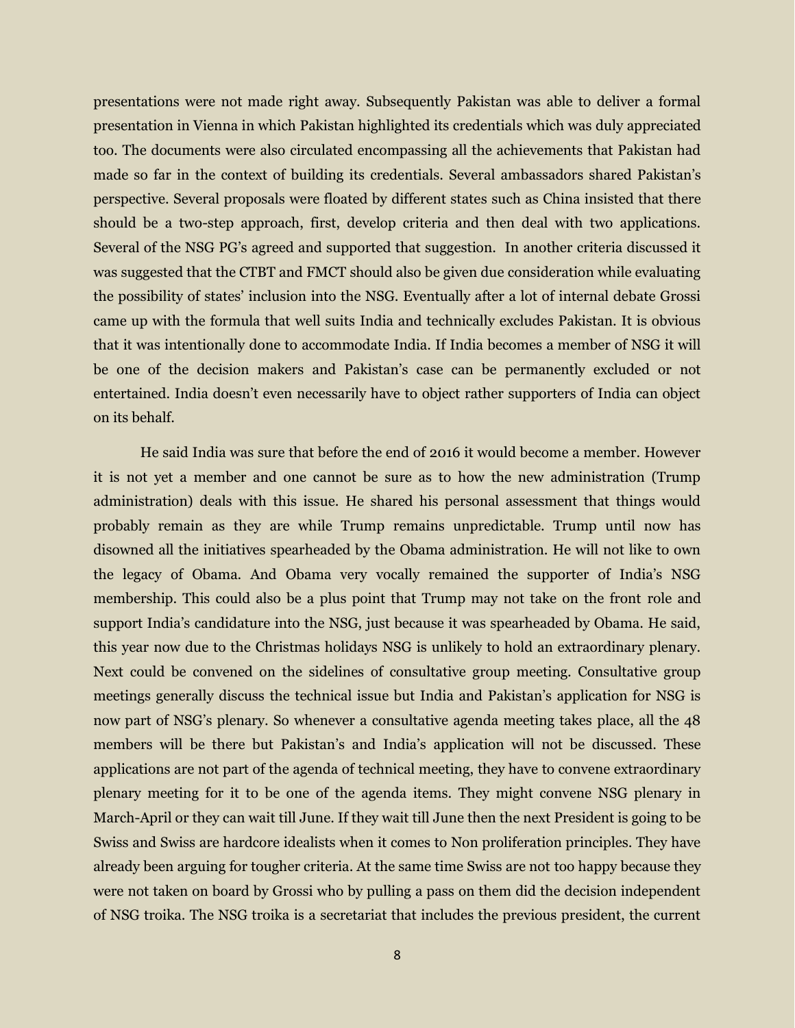presentations were not made right away. Subsequently Pakistan was able to deliver a formal presentation in Vienna in which Pakistan highlighted its credentials which was duly appreciated too. The documents were also circulated encompassing all the achievements that Pakistan had made so far in the context of building its credentials. Several ambassadors shared Pakistan's perspective. Several proposals were floated by different states such as China insisted that there should be a two-step approach, first, develop criteria and then deal with two applications. Several of the NSG PG's agreed and supported that suggestion. In another criteria discussed it was suggested that the CTBT and FMCT should also be given due consideration while evaluating the possibility of states' inclusion into the NSG. Eventually after a lot of internal debate Grossi came up with the formula that well suits India and technically excludes Pakistan. It is obvious that it was intentionally done to accommodate India. If India becomes a member of NSG it will be one of the decision makers and Pakistan's case can be permanently excluded or not entertained. India doesn't even necessarily have to object rather supporters of India can object on its behalf.

He said India was sure that before the end of 2016 it would become a member. However it is not yet a member and one cannot be sure as to how the new administration (Trump administration) deals with this issue. He shared his personal assessment that things would probably remain as they are while Trump remains unpredictable. Trump until now has disowned all the initiatives spearheaded by the Obama administration. He will not like to own the legacy of Obama. And Obama very vocally remained the supporter of India's NSG membership. This could also be a plus point that Trump may not take on the front role and support India's candidature into the NSG, just because it was spearheaded by Obama. He said, this year now due to the Christmas holidays NSG is unlikely to hold an extraordinary plenary. Next could be convened on the sidelines of consultative group meeting. Consultative group meetings generally discuss the technical issue but India and Pakistan's application for NSG is now part of NSG's plenary. So whenever a consultative agenda meeting takes place, all the 48 members will be there but Pakistan's and India's application will not be discussed. These applications are not part of the agenda of technical meeting, they have to convene extraordinary plenary meeting for it to be one of the agenda items. They might convene NSG plenary in March-April or they can wait till June. If they wait till June then the next President is going to be Swiss and Swiss are hardcore idealists when it comes to Non proliferation principles. They have already been arguing for tougher criteria. At the same time Swiss are not too happy because they were not taken on board by Grossi who by pulling a pass on them did the decision independent of NSG troika. The NSG troika is a secretariat that includes the previous president, the current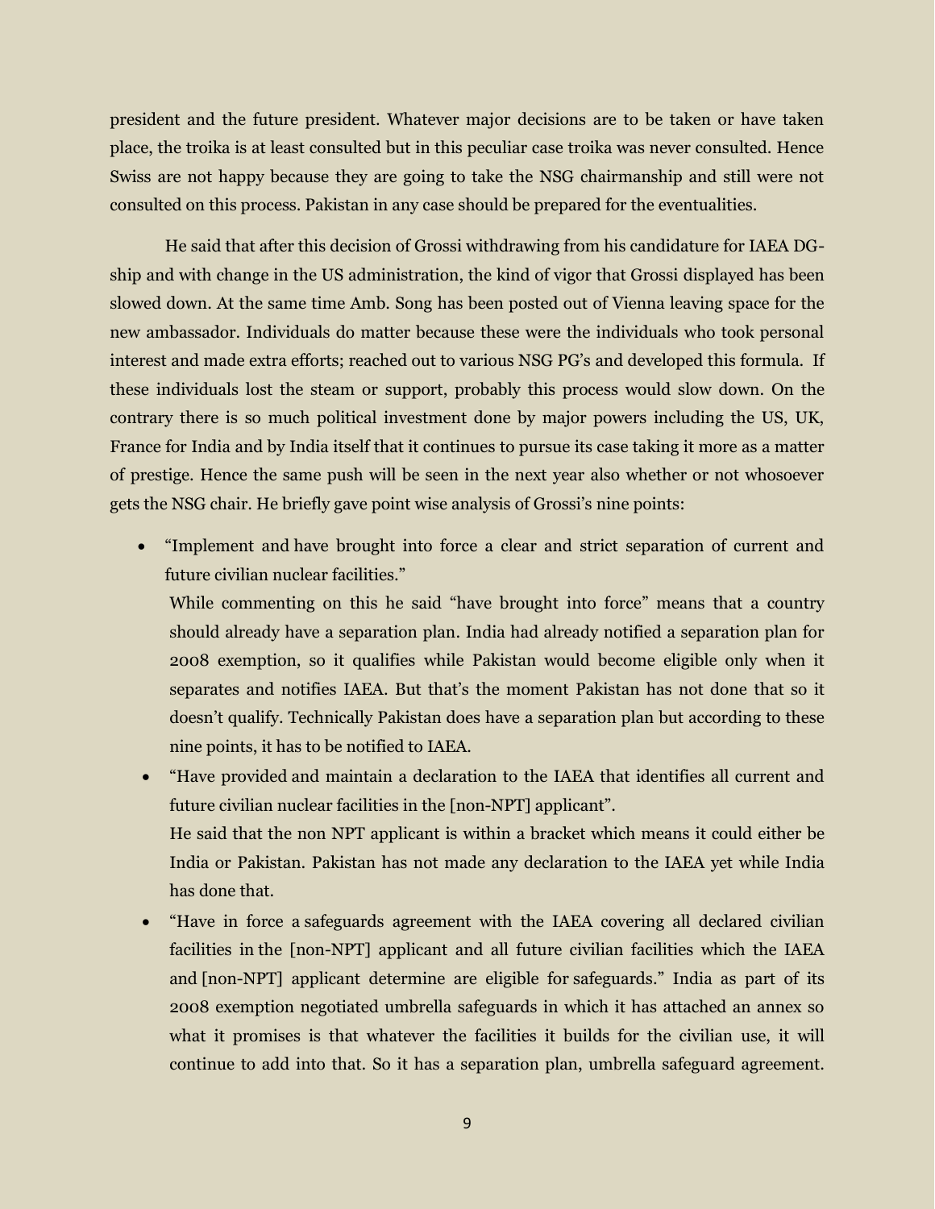president and the future president. Whatever major decisions are to be taken or have taken place, the troika is at least consulted but in this peculiar case troika was never consulted. Hence Swiss are not happy because they are going to take the NSG chairmanship and still were not consulted on this process. Pakistan in any case should be prepared for the eventualities.

He said that after this decision of Grossi withdrawing from his candidature for IAEA DG-ship and with change in the US administration, the kind of vigor that Grossi displayed has been slowed down. At the same time Amb. Song has been posted out of Vienna leaving space for the new ambassador. Individuals do matter because these were the individuals who took personal interest and made extra efforts; reached out to various NSG PG's and developed this formula. If these individuals lost the steam or support, probably this process would slow down. On the contrary there is so much political investment done by major powers including the US, UK, France for India and by India itself that it continues to pursue its case taking it more as a matter of prestige. Hence the same push will be seen in the next year also whether or not whosoever gets the NSG chair. He briefly gave point wise analysis of Grossi's nine points:

- "Implement and have brought into force a clear and strict separation of current and future civilian nuclear facilities."
  While commenting on this he said "have brought into force" means that a country should already have a separation plan. India had already notified a separation plan for 2008 exemption, so it qualifies while Pakistan would become eligible only when it separates and notifies IAEA. But that's the moment Pakistan has not done that so it doesn't qualify. Technically Pakistan does have a separation plan but according to these nine points, it has to be notified to IAEA.
- "Have provided and maintain a declaration to the IAEA that identifies all current and future civilian nuclear facilities in the [non-NPT] applicant".
  He said that the non NPT applicant is within a bracket which means it could either be India or Pakistan. Pakistan has not made any declaration to the IAEA yet while India has done that.
- "Have in force a safeguards agreement with the IAEA covering all declared civilian facilities in the [non-NPT] applicant and all future civilian facilities which the IAEA and [non-NPT] applicant determine are eligible for safeguards." India as part of its 2008 exemption negotiated umbrella safeguards in which it has attached an annex so what it promises is that whatever the facilities it builds for the civilian use, it will continue to add into that. So it has a separation plan, umbrella safeguard agreement.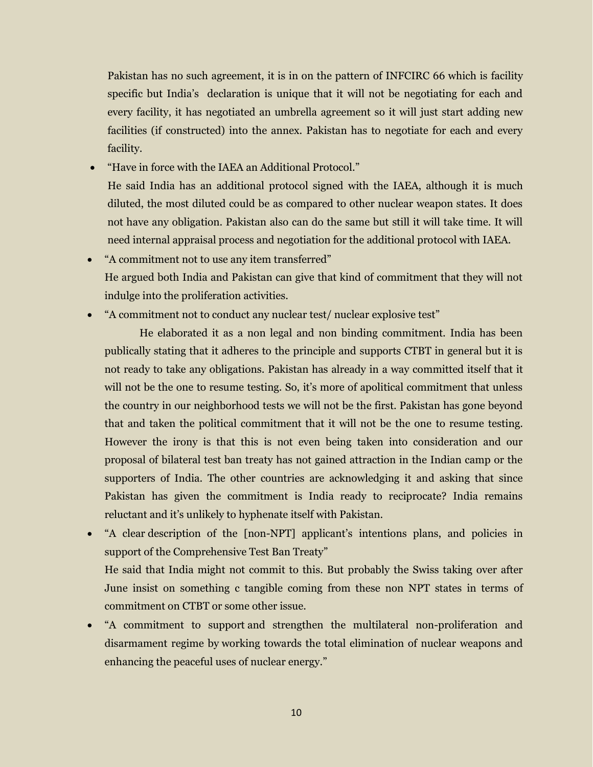Pakistan has no such agreement, it is in on the pattern of INFCIRC 66 which is facility specific but India's declaration is unique that it will not be negotiating for each and every facility, it has negotiated an umbrella agreement so it will just start adding new facilities (if constructed) into the annex. Pakistan has to negotiate for each and every facility.

- "Have in force with the IAEA an Additional Protocol."

  He said India has an additional protocol signed with the IAEA, although it is much diluted, the most diluted could be as compared to other nuclear weapon states. It does not have any obligation. Pakistan also can do the same but still it will take time. It will need internal appraisal process and negotiation for the additional protocol with IAEA.

- "A commitment not to use any item transferred"

  He argued both India and Pakistan can give that kind of commitment that they will not indulge into the proliferation activities.

- "A commitment not to conduct any nuclear test/ nuclear explosive test"

  He elaborated it as a non legal and non binding commitment. India has been publically stating that it adheres to the principle and supports CTBT in general but it is not ready to take any obligations. Pakistan has already in a way committed itself that it will not be the one to resume testing. So, it's more of apolitical commitment that unless the country in our neighborhood tests we will not be the first. Pakistan has gone beyond that and taken the political commitment that it will not be the one to resume testing. However the irony is that this is not even being taken into consideration and our proposal of bilateral test ban treaty has not gained attraction in the Indian camp or the supporters of India. The other countries are acknowledging it and asking that since Pakistan has given the commitment is India ready to reciprocate? India remains reluctant and it's unlikely to hyphenate itself with Pakistan.

- "A clear description of the [non-NPT] applicant's intentions plans, and policies in support of the Comprehensive Test Ban Treaty"

  He said that India might not commit to this. But probably the Swiss taking over after June insist on something c tangible coming from these non NPT states in terms of commitment on CTBT or some other issue.

- "A commitment to support and strengthen the multilateral non-proliferation and disarmament regime by working towards the total elimination of nuclear weapons and enhancing the peaceful uses of nuclear energy."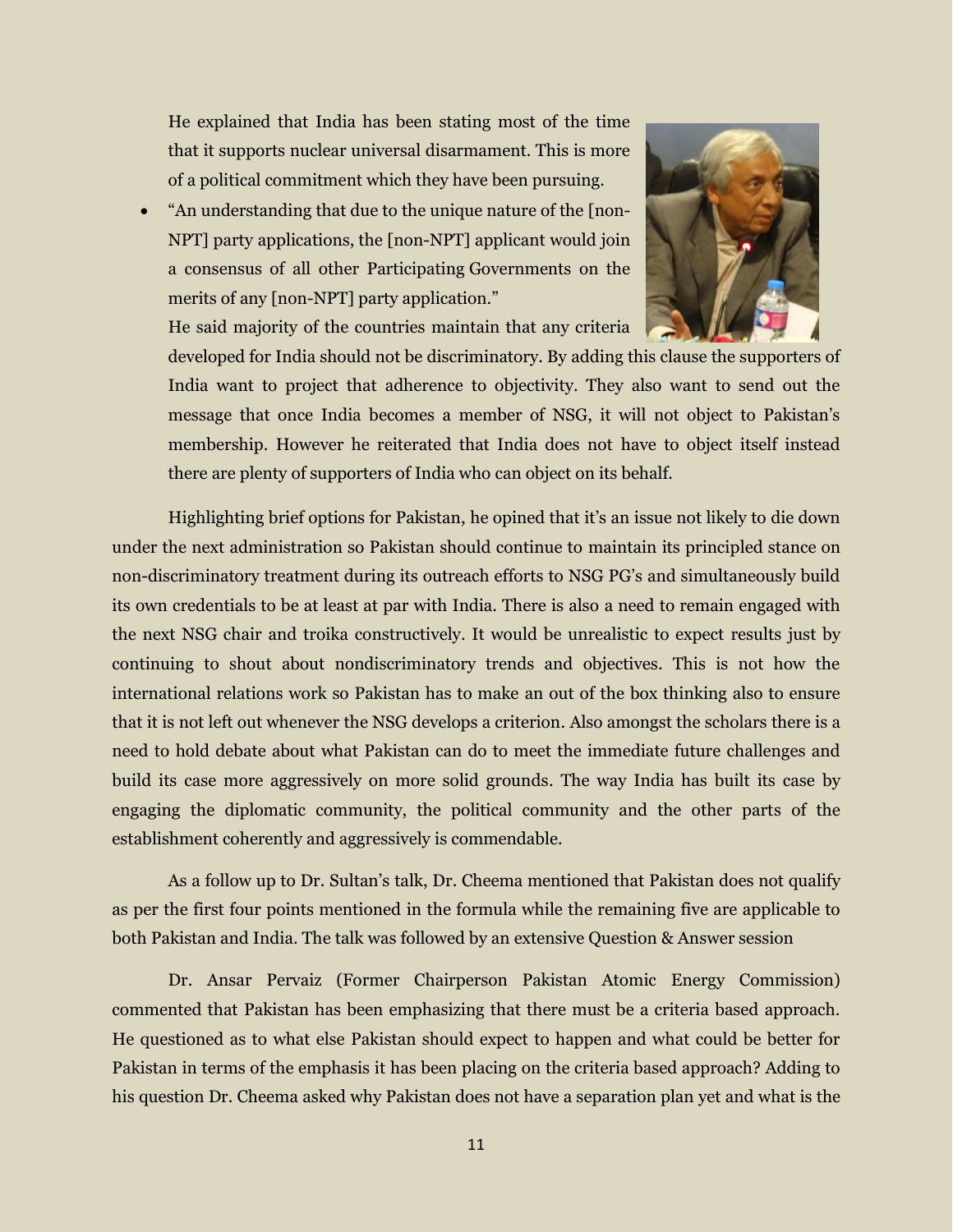He explained that India has been stating most of the time that it supports nuclear universal disarmament. This is more of a political commitment which they have been pursuing.

- "An understanding that due to the unique nature of the [non-NPT] party applications, the [non-NPT] applicant would join a consensus of all other Participating Governments on the merits of any [non-NPT] party application."

  He said majority of the countries maintain that any criteria developed for India should not be discriminatory. By adding this clause the supporters of India want to project that adherence to objectivity. They also want to send out the message that once India becomes a member of NSG, it will not object to Pakistan's membership. However he reiterated that India does not have to object itself instead there are plenty of supporters of India who can object on its behalf.

Highlighting brief options for Pakistan, he opined that it's an issue not likely to die down under the next administration so Pakistan should continue to maintain its principled stance on non-discriminatory treatment during its outreach efforts to NSG PG's and simultaneously build its own credentials to be at least at par with India. There is also a need to remain engaged with the next NSG chair and troika constructively. It would be unrealistic to expect results just by continuing to shout about nondiscriminatory trends and objectives. This is not how the international relations work so Pakistan has to make an out of the box thinking also to ensure that it is not left out whenever the NSG develops a criterion. Also amongst the scholars there is a need to hold debate about what Pakistan can do to meet the immediate future challenges and build its case more aggressively on more solid grounds. The way India has built its case by engaging the diplomatic community, the political community and the other parts of the establishment coherently and aggressively is commendable.

As a follow up to Dr. Sultan's talk, Dr. Cheema mentioned that Pakistan does not qualify as per the first four points mentioned in the formula while the remaining five are applicable to both Pakistan and India. The talk was followed by an extensive Question & Answer session

Dr. Ansar Pervaiz (Former Chairperson Pakistan Atomic Energy Commission) commented that Pakistan has been emphasizing that there must be a criteria based approach. He questioned as to what else Pakistan should expect to happen and what could be better for Pakistan in terms of the emphasis it has been placing on the criteria based approach? Adding to his question Dr. Cheema asked why Pakistan does not have a separation plan yet and what is the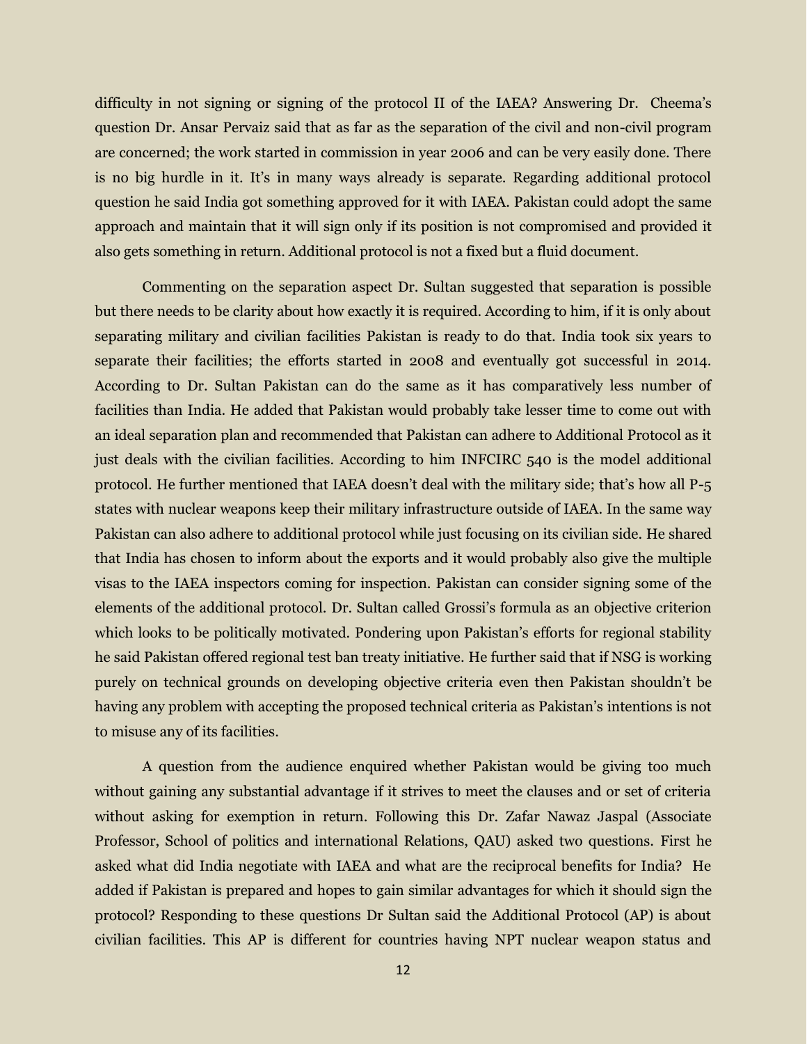difficulty in not signing or signing of the protocol II of the IAEA? Answering Dr. Cheema's question Dr. Ansar Pervaiz said that as far as the separation of the civil and non-civil program are concerned; the work started in commission in year 2006 and can be very easily done. There is no big hurdle in it. It's in many ways already is separate. Regarding additional protocol question he said India got something approved for it with IAEA. Pakistan could adopt the same approach and maintain that it will sign only if its position is not compromised and provided it also gets something in return. Additional protocol is not a fixed but a fluid document.

Commenting on the separation aspect Dr. Sultan suggested that separation is possible but there needs to be clarity about how exactly it is required. According to him, if it is only about separating military and civilian facilities Pakistan is ready to do that. India took six years to separate their facilities; the efforts started in 2008 and eventually got successful in 2014. According to Dr. Sultan Pakistan can do the same as it has comparatively less number of facilities than India. He added that Pakistan would probably take lesser time to come out with an ideal separation plan and recommended that Pakistan can adhere to Additional Protocol as it just deals with the civilian facilities. According to him INFCIRC 540 is the model additional protocol. He further mentioned that IAEA doesn't deal with the military side; that's how all P-5 states with nuclear weapons keep their military infrastructure outside of IAEA. In the same way Pakistan can also adhere to additional protocol while just focusing on its civilian side. He shared that India has chosen to inform about the exports and it would probably also give the multiple visas to the IAEA inspectors coming for inspection. Pakistan can consider signing some of the elements of the additional protocol. Dr. Sultan called Grossi's formula as an objective criterion which looks to be politically motivated. Pondering upon Pakistan's efforts for regional stability he said Pakistan offered regional test ban treaty initiative. He further said that if NSG is working purely on technical grounds on developing objective criteria even then Pakistan shouldn't be having any problem with accepting the proposed technical criteria as Pakistan's intentions is not to misuse any of its facilities.

A question from the audience enquired whether Pakistan would be giving too much without gaining any substantial advantage if it strives to meet the clauses and or set of criteria without asking for exemption in return. Following this Dr. Zafar Nawaz Jaspal (Associate Professor, School of politics and international Relations, QAU) asked two questions. First he asked what did India negotiate with IAEA and what are the reciprocal benefits for India? He added if Pakistan is prepared and hopes to gain similar advantages for which it should sign the protocol? Responding to these questions Dr Sultan said the Additional Protocol (AP) is about civilian facilities. This AP is different for countries having NPT nuclear weapon status and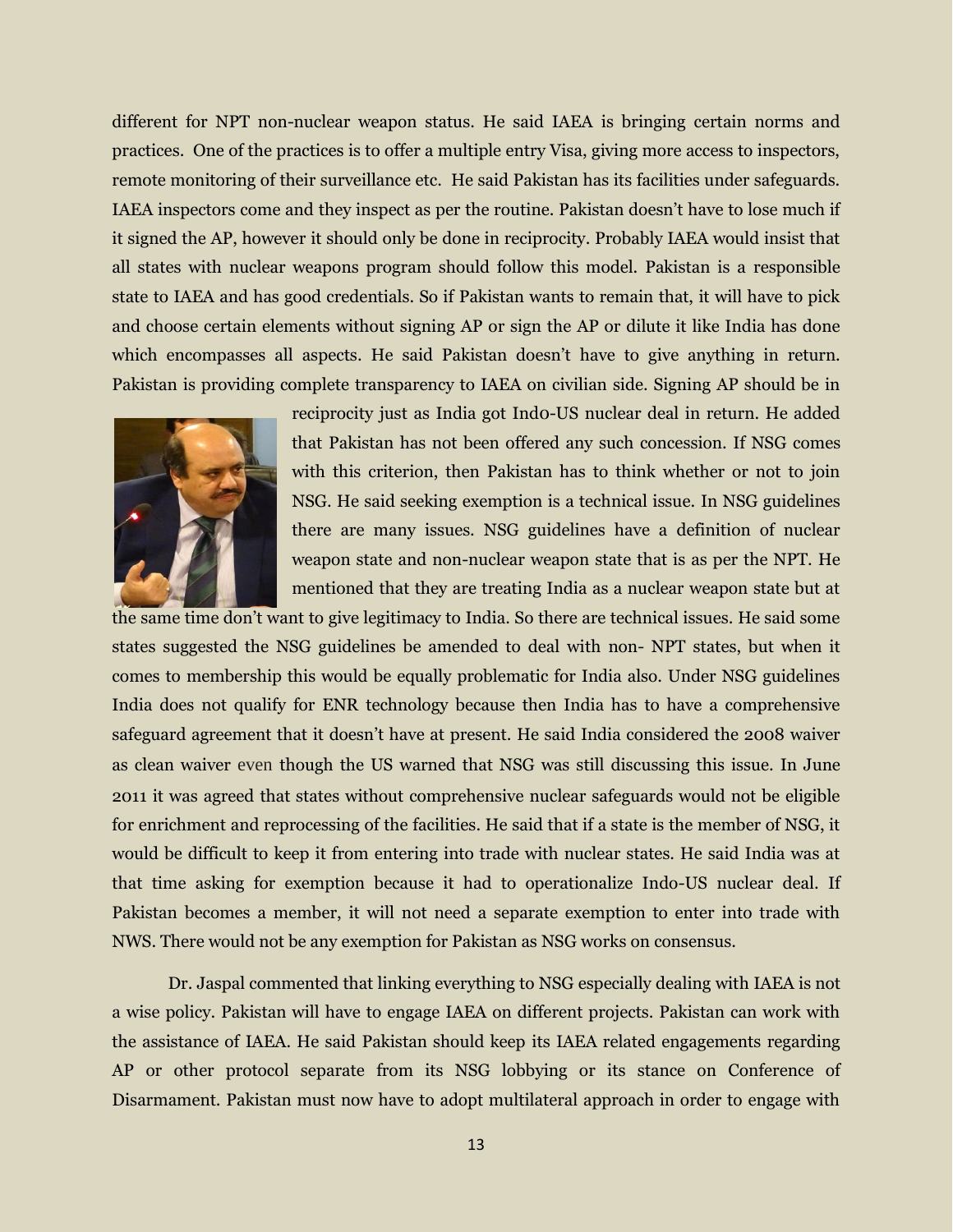different for NPT non-nuclear weapon status. He said IAEA is bringing certain norms and practices. One of the practices is to offer a multiple entry Visa, giving more access to inspectors, remote monitoring of their surveillance etc. He said Pakistan has its facilities under safeguards. IAEA inspectors come and they inspect as per the routine. Pakistan doesn't have to lose much if it signed the AP, however it should only be done in reciprocity. Probably IAEA would insist that all states with nuclear weapons program should follow this model. Pakistan is a responsible state to IAEA and has good credentials. So if Pakistan wants to remain that, it will have to pick and choose certain elements without signing AP or sign the AP or dilute it like India has done which encompasses all aspects. He said Pakistan doesn't have to give anything in return. Pakistan is providing complete transparency to IAEA on civilian side. Signing AP should be in reciprocity just as India got Indo-US nuclear deal in return. He added that Pakistan has not been offered any such concession. If NSG comes with this criterion, then Pakistan has to think whether or not to join NSG. He said seeking exemption is a technical issue. In NSG guidelines there are many issues. NSG guidelines have a definition of nuclear weapon state and non-nuclear weapon state that is as per the NPT. He mentioned that they are treating India as a nuclear weapon state but at the same time don't want to give legitimacy to India. So there are technical issues. He said some states suggested the NSG guidelines be amended to deal with non- NPT states, but when it comes to membership this would be equally problematic for India also. Under NSG guidelines India does not qualify for ENR technology because then India has to have a comprehensive safeguard agreement that it doesn't have at present. He said India considered the 2008 waiver as clean waiver even though the US warned that NSG was still discussing this issue. In June 2011 it was agreed that states without comprehensive nuclear safeguards would not be eligible for enrichment and reprocessing of the facilities. He said that if a state is the member of NSG, it would be difficult to keep it from entering into trade with nuclear states. He said India was at that time asking for exemption because it had to operationalize Indo-US nuclear deal. If Pakistan becomes a member, it will not need a separate exemption to enter into trade with NWS. There would not be any exemption for Pakistan as NSG works on consensus.

Dr. Jaspal commented that linking everything to NSG especially dealing with IAEA is not a wise policy. Pakistan will have to engage IAEA on different projects. Pakistan can work with the assistance of IAEA. He said Pakistan should keep its IAEA related engagements regarding AP or other protocol separate from its NSG lobbying or its stance on Conference of Disarmament. Pakistan must now have to adopt multilateral approach in order to engage with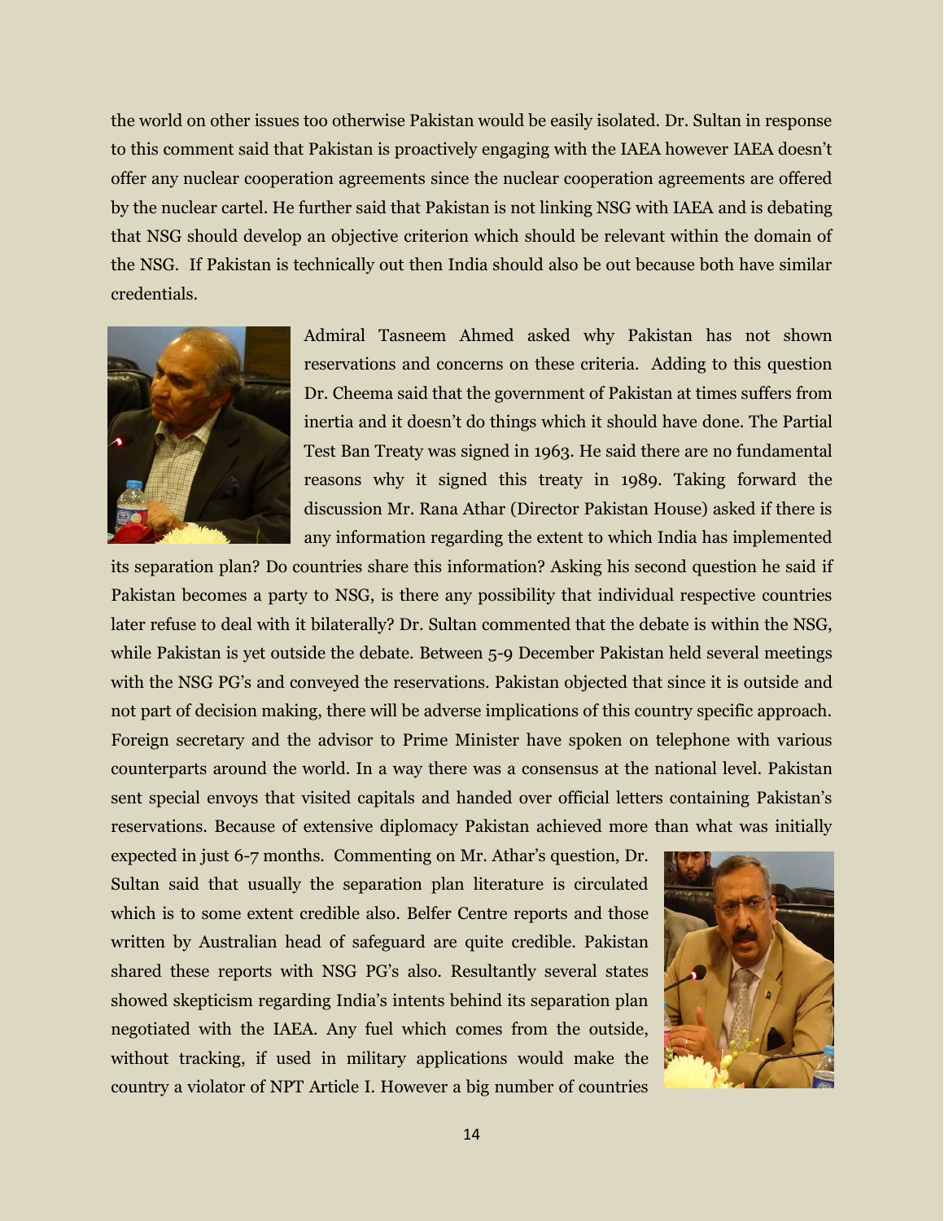the world on other issues too otherwise Pakistan would be easily isolated. Dr. Sultan in response to this comment said that Pakistan is proactively engaging with the IAEA however IAEA doesn't offer any nuclear cooperation agreements since the nuclear cooperation agreements are offered by the nuclear cartel. He further said that Pakistan is not linking NSG with IAEA and is debating that NSG should develop an objective criterion which should be relevant within the domain of the NSG. If Pakistan is technically out then India should also be out because both have similar credentials.

Admiral Tasneem Ahmed asked why Pakistan has not shown reservations and concerns on these criteria. Adding to this question Dr. Cheema said that the government of Pakistan at times suffers from inertia and it doesn't do things which it should have done. The Partial Test Ban Treaty was signed in 1963. He said there are no fundamental reasons why it signed this treaty in 1989. Taking forward the discussion Mr. Rana Athar (Director Pakistan House) asked if there is any information regarding the extent to which India has implemented its separation plan? Do countries share this information? Asking his second question he said if Pakistan becomes a party to NSG, is there any possibility that individual respective countries later refuse to deal with it bilaterally? Dr. Sultan commented that the debate is within the NSG, while Pakistan is yet outside the debate. Between 5-9 December Pakistan held several meetings with the NSG PG's and conveyed the reservations. Pakistan objected that since it is outside and not part of decision making, there will be adverse implications of this country specific approach. Foreign secretary and the advisor to Prime Minister have spoken on telephone with various counterparts around the world. In a way there was a consensus at the national level. Pakistan sent special envoys that visited capitals and handed over official letters containing Pakistan's reservations. Because of extensive diplomacy Pakistan achieved more than what was initially expected in just 6-7 months. Commenting on Mr. Athar's question, Dr. Sultan said that usually the separation plan literature is circulated which is to some extent credible also. Belfer Centre reports and those written by Australian head of safeguard are quite credible. Pakistan shared these reports with NSG PG's also. Resultantly several states showed skepticism regarding India's intents behind its separation plan negotiated with the IAEA. Any fuel which comes from the outside, without tracking, if used in military applications would make the country a violator of NPT Article I. However a big number of countries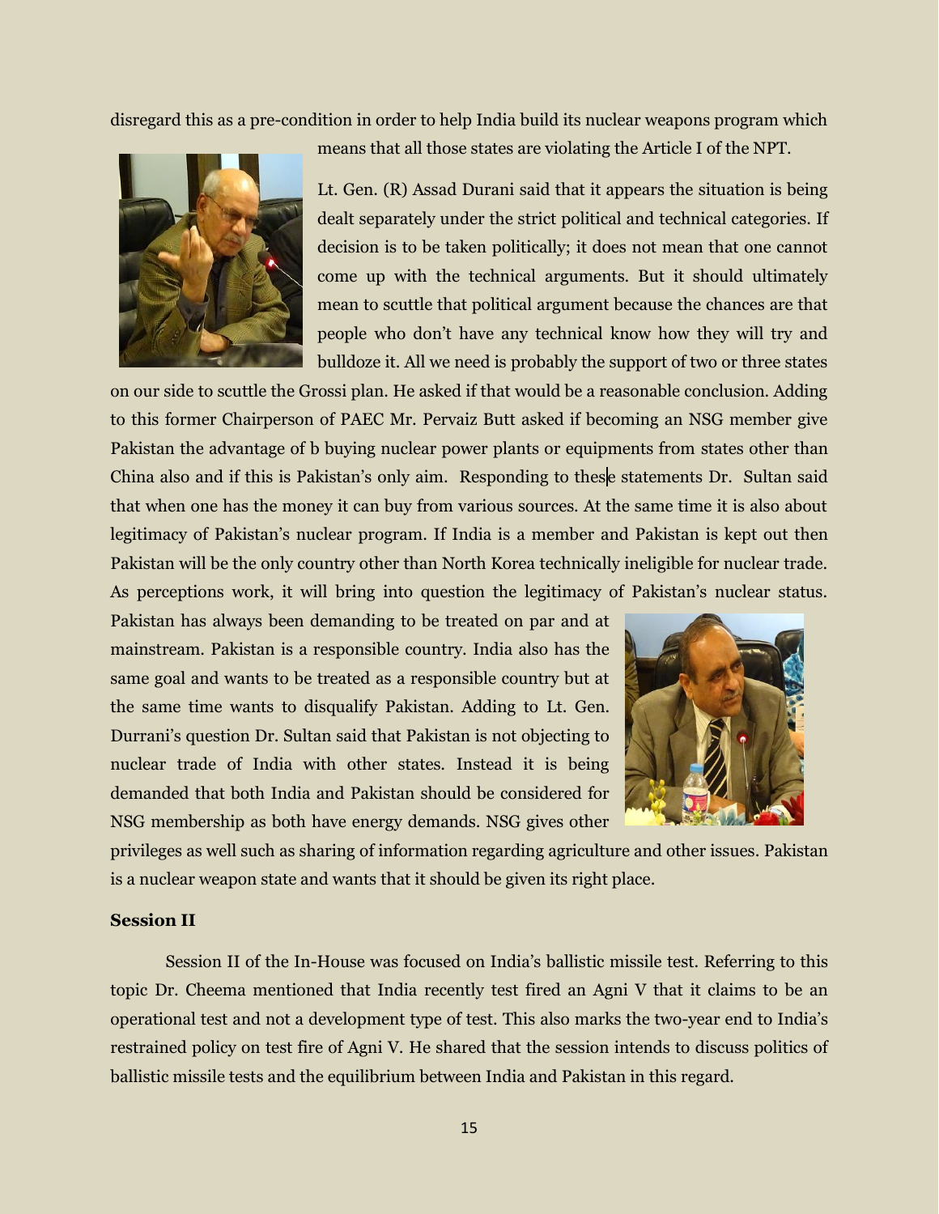disregard this as a pre-condition in order to help India build its nuclear weapons program which means that all those states are violating the Article I of the NPT.

Lt. Gen. (R) Assad Durani said that it appears the situation is being dealt separately under the strict political and technical categories. If decision is to be taken politically; it does not mean that one cannot come up with the technical arguments. But it should ultimately mean to scuttle that political argument because the chances are that people who don't have any technical know how they will try and bulldoze it. All we need is probably the support of two or three states on our side to scuttle the Grossi plan. He asked if that would be a reasonable conclusion. Adding to this former Chairperson of PAEC Mr. Pervaiz Butt asked if becoming an NSG member give Pakistan the advantage of b buying nuclear power plants or equipments from states other than China also and if this is Pakistan's only aim. Responding to these statements Dr. Sultan said that when one has the money it can buy from various sources. At the same time it is also about legitimacy of Pakistan's nuclear program. If India is a member and Pakistan is kept out then Pakistan will be the only country other than North Korea technically ineligible for nuclear trade. As perceptions work, it will bring into question the legitimacy of Pakistan's nuclear status. Pakistan has always been demanding to be treated on par and at mainstream. Pakistan is a responsible country. India also has the same goal and wants to be treated as a responsible country but at the same time wants to disqualify Pakistan. Adding to Lt. Gen. Durrani's question Dr. Sultan said that Pakistan is not objecting to nuclear trade of India with other states. Instead it is being demanded that both India and Pakistan should be considered for NSG membership as both have energy demands. NSG gives other privileges as well such as sharing of information regarding agriculture and other issues. Pakistan is a nuclear weapon state and wants that it should be given its right place.

**Session II**

Session II of the In-House was focused on India's ballistic missile test. Referring to this topic Dr. Cheema mentioned that India recently test fired an Agni V that it claims to be an operational test and not a development type of test. This also marks the two-year end to India's restrained policy on test fire of Agni V. He shared that the session intends to discuss politics of ballistic missile tests and the equilibrium between India and Pakistan in this regard.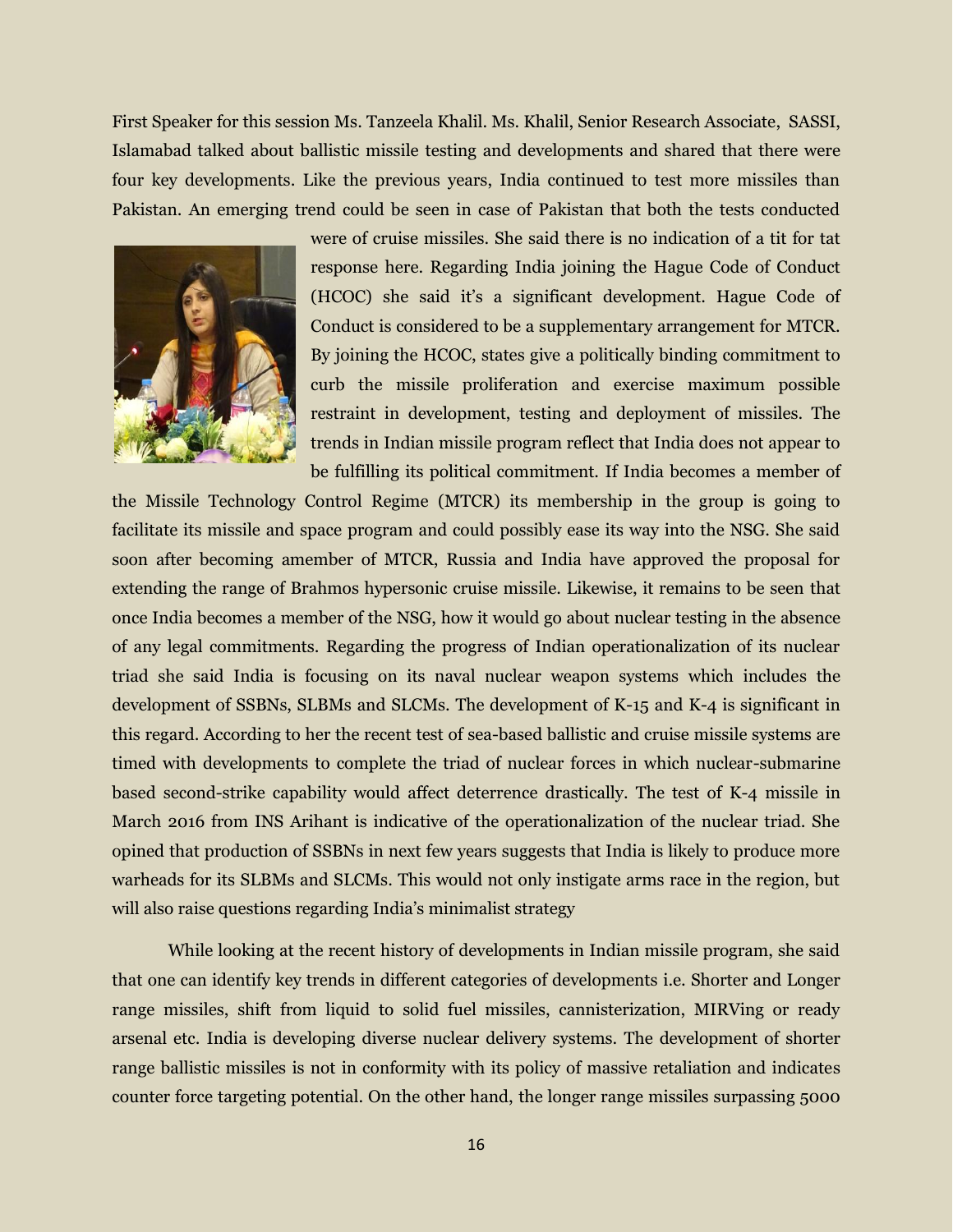First Speaker for this session Ms. Tanzeela Khalil. Ms. Khalil, Senior Research Associate, SASSI, Islamabad talked about ballistic missile testing and developments and shared that there were four key developments. Like the previous years, India continued to test more missiles than Pakistan. An emerging trend could be seen in case of Pakistan that both the tests conducted were of cruise missiles. She said there is no indication of a tit for tat response here. Regarding India joining the Hague Code of Conduct (HCOC) she said it's a significant development. Hague Code of Conduct is considered to be a supplementary arrangement for MTCR. By joining the HCOC, states give a politically binding commitment to curb the missile proliferation and exercise maximum possible restraint in development, testing and deployment of missiles. The trends in Indian missile program reflect that India does not appear to be fulfilling its political commitment. If India becomes a member of the Missile Technology Control Regime (MTCR) its membership in the group is going to facilitate its missile and space program and could possibly ease its way into the NSG. She said soon after becoming amember of MTCR, Russia and India have approved the proposal for extending the range of Brahmos hypersonic cruise missile. Likewise, it remains to be seen that once India becomes a member of the NSG, how it would go about nuclear testing in the absence of any legal commitments. Regarding the progress of Indian operationalization of its nuclear triad she said India is focusing on its naval nuclear weapon systems which includes the development of SSBNs, SLBMs and SLCMs. The development of K-15 and K-4 is significant in this regard. According to her the recent test of sea-based ballistic and cruise missile systems are timed with developments to complete the triad of nuclear forces in which nuclear-submarine based second-strike capability would affect deterrence drastically. The test of K-4 missile in March 2016 from INS Arihant is indicative of the operationalization of the nuclear triad. She opined that production of SSBNs in next few years suggests that India is likely to produce more warheads for its SLBMs and SLCMs. This would not only instigate arms race in the region, but will also raise questions regarding India's minimalist strategy

While looking at the recent history of developments in Indian missile program, she said that one can identify key trends in different categories of developments i.e. Shorter and Longer range missiles, shift from liquid to solid fuel missiles, cannisterization, MIRVing or ready arsenal etc. India is developing diverse nuclear delivery systems. The development of shorter range ballistic missiles is not in conformity with its policy of massive retaliation and indicates counter force targeting potential. On the other hand, the longer range missiles surpassing 5000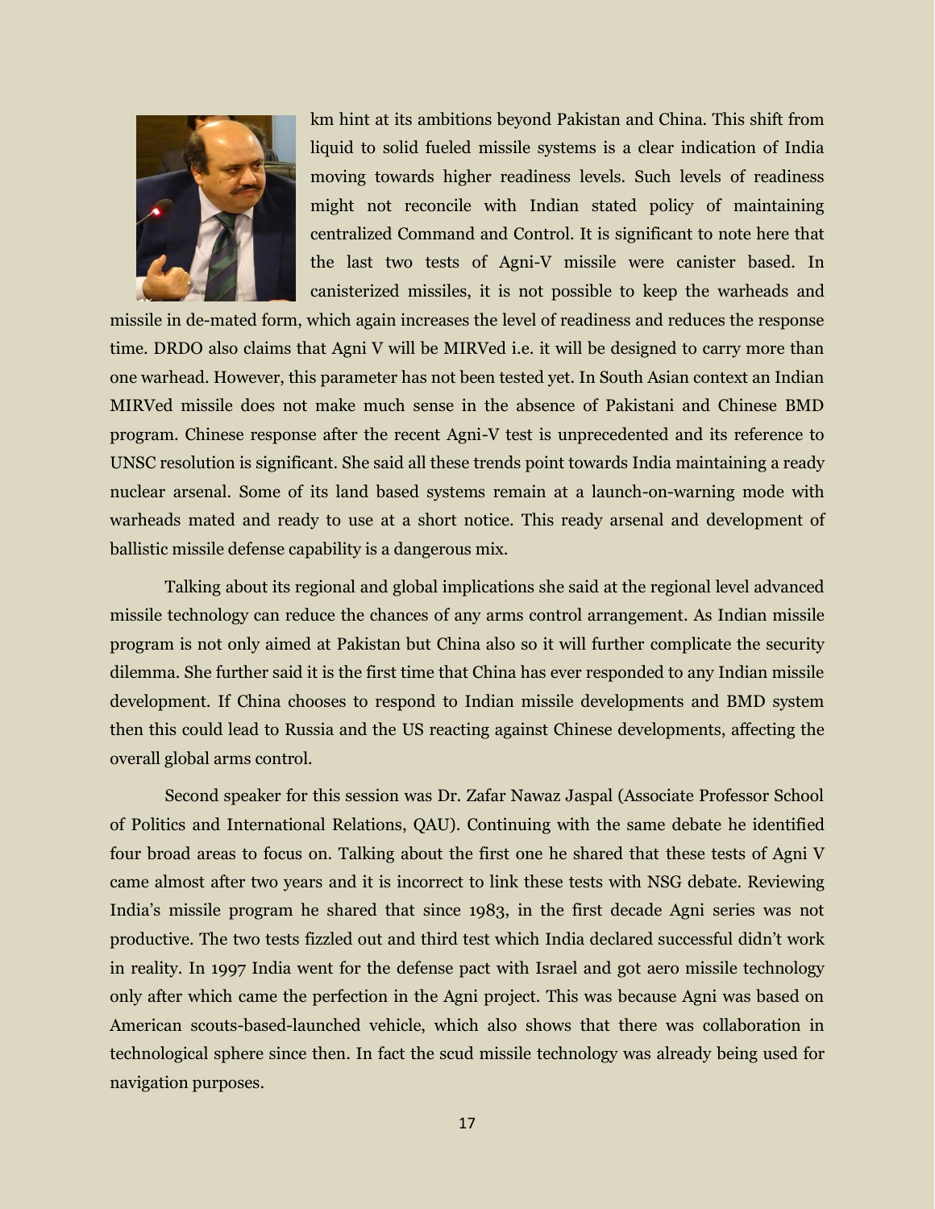km hint at its ambitions beyond Pakistan and China. This shift from liquid to solid fueled missile systems is a clear indication of India moving towards higher readiness levels. Such levels of readiness might not reconcile with Indian stated policy of maintaining centralized Command and Control. It is significant to note here that the last two tests of Agni-V missile were canister based. In canisterized missiles, it is not possible to keep the warheads and missile in de-mated form, which again increases the level of readiness and reduces the response time. DRDO also claims that Agni V will be MIRVed i.e. it will be designed to carry more than one warhead. However, this parameter has not been tested yet. In South Asian context an Indian MIRVed missile does not make much sense in the absence of Pakistani and Chinese BMD program. Chinese response after the recent Agni-V test is unprecedented and its reference to UNSC resolution is significant. She said all these trends point towards India maintaining a ready nuclear arsenal. Some of its land based systems remain at a launch-on-warning mode with warheads mated and ready to use at a short notice. This ready arsenal and development of ballistic missile defense capability is a dangerous mix.

Talking about its regional and global implications she said at the regional level advanced missile technology can reduce the chances of any arms control arrangement. As Indian missile program is not only aimed at Pakistan but China also so it will further complicate the security dilemma. She further said it is the first time that China has ever responded to any Indian missile development. If China chooses to respond to Indian missile developments and BMD system then this could lead to Russia and the US reacting against Chinese developments, affecting the overall global arms control.

Second speaker for this session was Dr. Zafar Nawaz Jaspal (Associate Professor School of Politics and International Relations, QAU). Continuing with the same debate he identified four broad areas to focus on. Talking about the first one he shared that these tests of Agni V came almost after two years and it is incorrect to link these tests with NSG debate. Reviewing India's missile program he shared that since 1983, in the first decade Agni series was not productive. The two tests fizzled out and third test which India declared successful didn't work in reality. In 1997 India went for the defense pact with Israel and got aero missile technology only after which came the perfection in the Agni project. This was because Agni was based on American scouts-based-launched vehicle, which also shows that there was collaboration in technological sphere since then. In fact the scud missile technology was already being used for navigation purposes.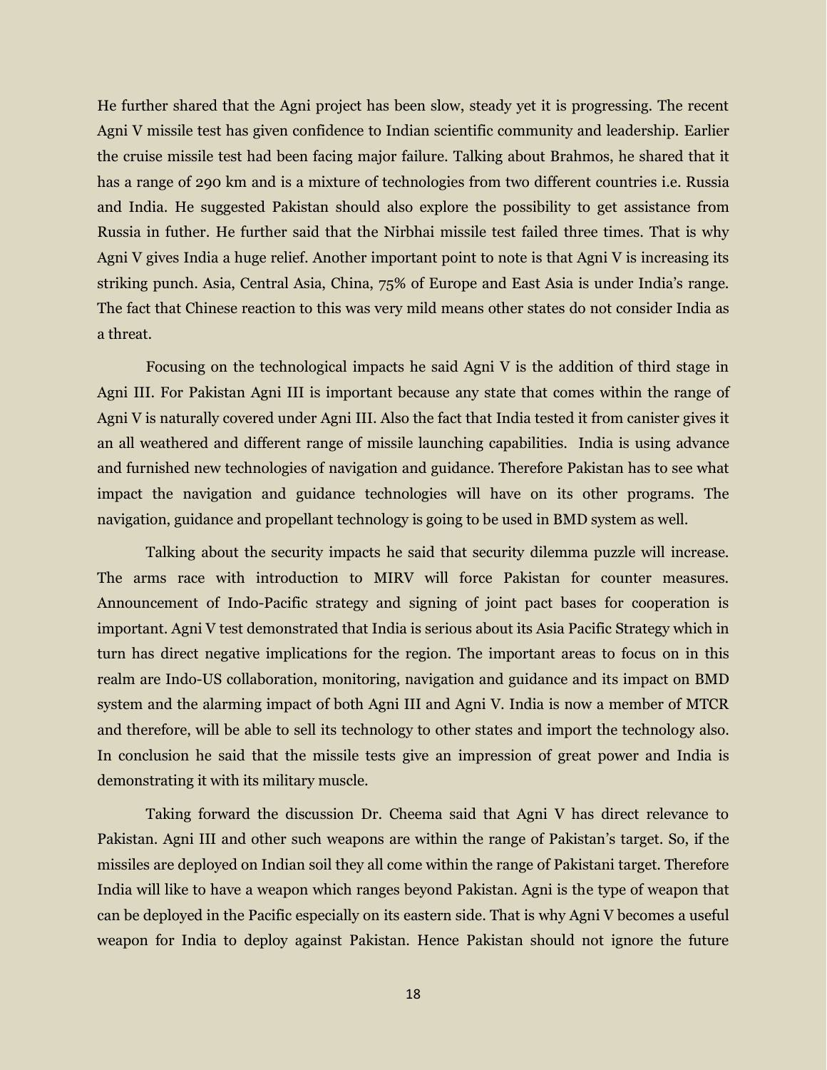He further shared that the Agni project has been slow, steady yet it is progressing. The recent Agni V missile test has given confidence to Indian scientific community and leadership. Earlier the cruise missile test had been facing major failure. Talking about Brahmos, he shared that it has a range of 290 km and is a mixture of technologies from two different countries i.e. Russia and India. He suggested Pakistan should also explore the possibility to get assistance from Russia in futher. He further said that the Nirbhai missile test failed three times. That is why Agni V gives India a huge relief. Another important point to note is that Agni V is increasing its striking punch. Asia, Central Asia, China, 75% of Europe and East Asia is under India's range. The fact that Chinese reaction to this was very mild means other states do not consider India as a threat.

Focusing on the technological impacts he said Agni V is the addition of third stage in Agni III. For Pakistan Agni III is important because any state that comes within the range of Agni V is naturally covered under Agni III. Also the fact that India tested it from canister gives it an all weathered and different range of missile launching capabilities. India is using advance and furnished new technologies of navigation and guidance. Therefore Pakistan has to see what impact the navigation and guidance technologies will have on its other programs. The navigation, guidance and propellant technology is going to be used in BMD system as well.

Talking about the security impacts he said that security dilemma puzzle will increase. The arms race with introduction to MIRV will force Pakistan for counter measures. Announcement of Indo-Pacific strategy and signing of joint pact bases for cooperation is important. Agni V test demonstrated that India is serious about its Asia Pacific Strategy which in turn has direct negative implications for the region. The important areas to focus on in this realm are Indo-US collaboration, monitoring, navigation and guidance and its impact on BMD system and the alarming impact of both Agni III and Agni V. India is now a member of MTCR and therefore, will be able to sell its technology to other states and import the technology also. In conclusion he said that the missile tests give an impression of great power and India is demonstrating it with its military muscle.

Taking forward the discussion Dr. Cheema said that Agni V has direct relevance to Pakistan. Agni III and other such weapons are within the range of Pakistan's target. So, if the missiles are deployed on Indian soil they all come within the range of Pakistani target. Therefore India will like to have a weapon which ranges beyond Pakistan. Agni is the type of weapon that can be deployed in the Pacific especially on its eastern side. That is why Agni V becomes a useful weapon for India to deploy against Pakistan. Hence Pakistan should not ignore the future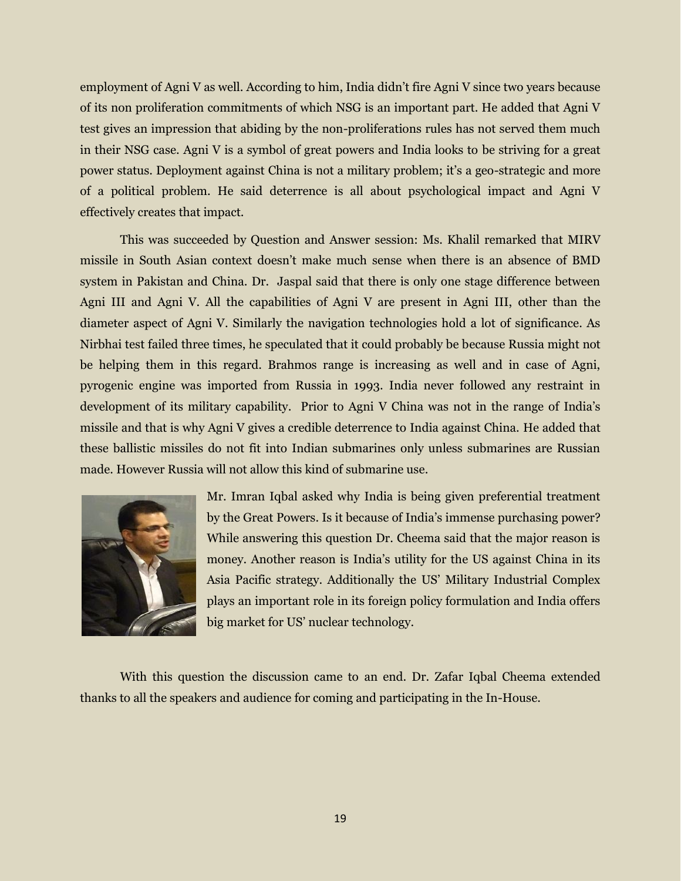employment of Agni V as well. According to him, India didn't fire Agni V since two years because of its non proliferation commitments of which NSG is an important part. He added that Agni V test gives an impression that abiding by the non-proliferations rules has not served them much in their NSG case. Agni V is a symbol of great powers and India looks to be striving for a great power status. Deployment against China is not a military problem; it's a geo-strategic and more of a political problem. He said deterrence is all about psychological impact and Agni V effectively creates that impact.

This was succeeded by Question and Answer session: Ms. Khalil remarked that MIRV missile in South Asian context doesn't make much sense when there is an absence of BMD system in Pakistan and China. Dr. Jaspal said that there is only one stage difference between Agni III and Agni V. All the capabilities of Agni V are present in Agni III, other than the diameter aspect of Agni V. Similarly the navigation technologies hold a lot of significance. As Nirbhai test failed three times, he speculated that it could probably be because Russia might not be helping them in this regard. Brahmos range is increasing as well and in case of Agni, pyrogenic engine was imported from Russia in 1993. India never followed any restraint in development of its military capability. Prior to Agni V China was not in the range of India's missile and that is why Agni V gives a credible deterrence to India against China. He added that these ballistic missiles do not fit into Indian submarines only unless submarines are Russian made. However Russia will not allow this kind of submarine use.

Mr. Imran Iqbal asked why India is being given preferential treatment by the Great Powers. Is it because of India's immense purchasing power? While answering this question Dr. Cheema said that the major reason is money. Another reason is India's utility for the US against China in its Asia Pacific strategy. Additionally the US' Military Industrial Complex plays an important role in its foreign policy formulation and India offers big market for US' nuclear technology.

With this question the discussion came to an end. Dr. Zafar Iqbal Cheema extended thanks to all the speakers and audience for coming and participating in the In-House.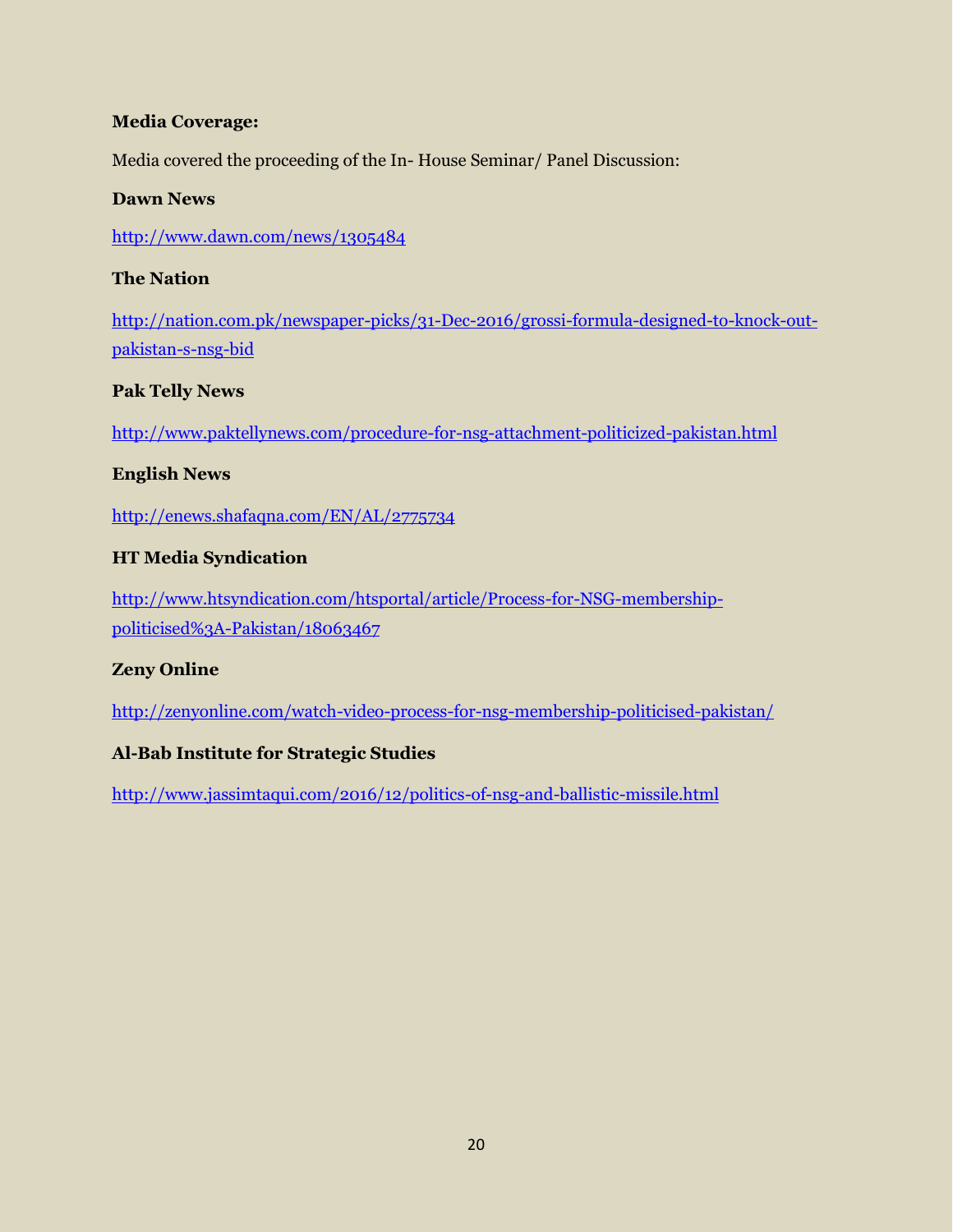**Media Coverage:**

Media covered the proceeding of the In- House Seminar/ Panel Discussion:

**Dawn News**

http://www.dawn.com/news/1305484

**The Nation**

http://nation.com.pk/newspaper-picks/31-Dec-2016/grossi-formula-designed-to-knock-out-pakistan-s-nsg-bid

**Pak Telly News**

http://www.paktellynews.com/procedure-for-nsg-attachment-politicized-pakistan.html

**English News**

http://enews.shafaqna.com/EN/AL/2775734

**HT Media Syndication**

http://www.htsyndication.com/htsportal/article/Process-for-NSG-membership-politicised%3A-Pakistan/18063467

**Zeny Online**

http://zenyonline.com/watch-video-process-for-nsg-membership-politicised-pakistan/

**Al-Bab Institute for Strategic Studies**

http://www.jassimtaqui.com/2016/12/politics-of-nsg-and-ballistic-missile.html